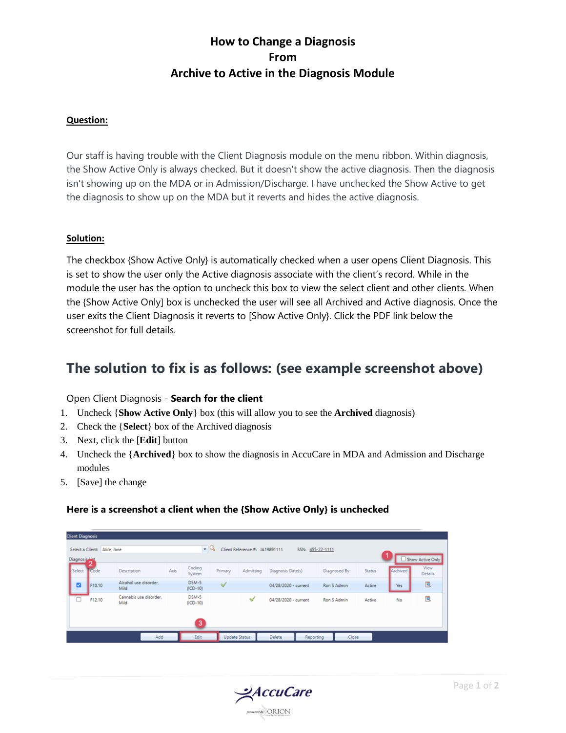# How to Change a Diagnosis From Archive to Active in the Diagnosis Module

**Question:**

Our staff is having trouble with the Client Diagnosis module on the menu ribbon. Within diagnosis, the Show Active Only is always checked. But it doesn't show the active diagnosis. Then the diagnosis isn't showing up on the MDA or in Admission/Discharge. I have unchecked the Show Active to get the diagnosis to show up on the MDA but it reverts and hides the active diagnosis.

**Solution:**

The checkbox {Show Active Only} is automatically checked when a user opens Client Diagnosis. This is set to show the user only the Active diagnosis associate with the client's record. While in the module the user has the option to uncheck this box to view the select client and other clients. When the {Show Active Only] box is unchecked the user will see all Archived and Active diagnosis. Once the user exits the Client Diagnosis it reverts to [Show Active Only}. Click the PDF link below the screenshot for full details.

## The solution to fix is as follows: (see example screenshot above)

Open Client Diagnosis - **Search for the client**

1. Uncheck {**Show Active Only**} box (this will allow you to see the **Archived** diagnosis)
2. Check the {**Select**} box of the Archived diagnosis
3. Next, click the [**Edit**] button
4. Uncheck the {**Archived**} box to show the diagnosis in AccuCare in MDA and Admission and Discharge modules
5. [Save] the change

**Here is a screenshot a client when the {Show Active Only} is unchecked**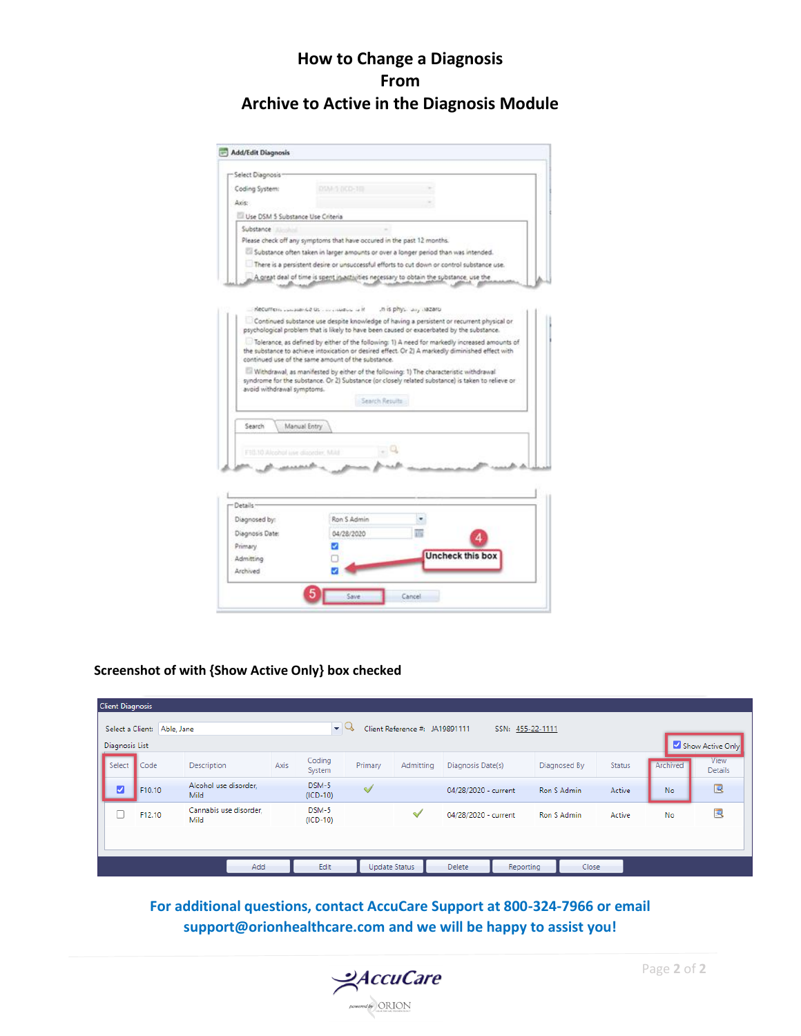# How to Change a Diagnosis From Archive to Active in the Diagnosis Module

**Add/Edit Diagnosis**

Select Diagnosis

Coding System: DSM-5 (ICD-10)

Axis:

Use DSM 5 Substance Use Criteria

Substance: Alcohol

Please check off any symptoms that have occured in the past 12 months.

- Substance often taken in larger amounts or over a longer period than was intended.
- There is a persistent desire or unsuccessful efforts to cut down or control substance use.
- A great deal of time is spent in activities necessary to obtain the substance, use the

...

- Continued substance use despite knowledge of having a persistent or recurrent physical or psychological problem that is likely to have been caused or exacerbated by the substance.
- Tolerance, as defined by either of the following: 1) A need for markedly increased amounts of the substance to achieve intoxication or desired effect. Or 2) A markedly diminished effect with continued use of the same amount of the substance.
- Withdrawal, as manifested by either of the following: 1) The characteristic withdrawal syndrome for the substance. Or 2) Substance (or closely related substance) is taken to relieve or avoid withdrawal symptoms.

Search Results

Search | Manual Entry

F10.10 Alcohol use disorder, Mild

Details

Diagnosed by: Ron S Admin

Diagnosis Date: 04/28/2020

Primary: ☑

Admitting: ☐

Archived: ☑

4 Uncheck this box

5 Save | Cancel

## Screenshot of with {Show Active Only} box checked

**Client Diagnosis**

Select a Client: Able, Jane    Client Reference #: JA19891111    SSN: 455-22-1111

Diagnosis List    ☑ Show Active Only

| Select | Code | Description | Axis | Coding System | Primary | Admitting | Diagnosis Date(s) | Diagnosed By | Status | Archived | View Details |
|---|---|---|---|---|---|---|---|---|---|---|---|
| ☑ | F10.10 | Alcohol use disorder, Mild | | DSM-5 (ICD-10) | ✓ | | 04/28/2020 - current | Ron S Admin | Active | No | |
| ☐ | F12.10 | Cannabis use disorder, Mild | | DSM-5 (ICD-10) | | ✓ | 04/28/2020 - current | Ron S Admin | Active | No | |

Add | Edit | Update Status | Delete | Reporting | Close

**For additional questions, contact AccuCare Support at 800-324-7966 or email support@orionhealthcare.com and we will be happy to assist you!**

AccuCare powered by ORION